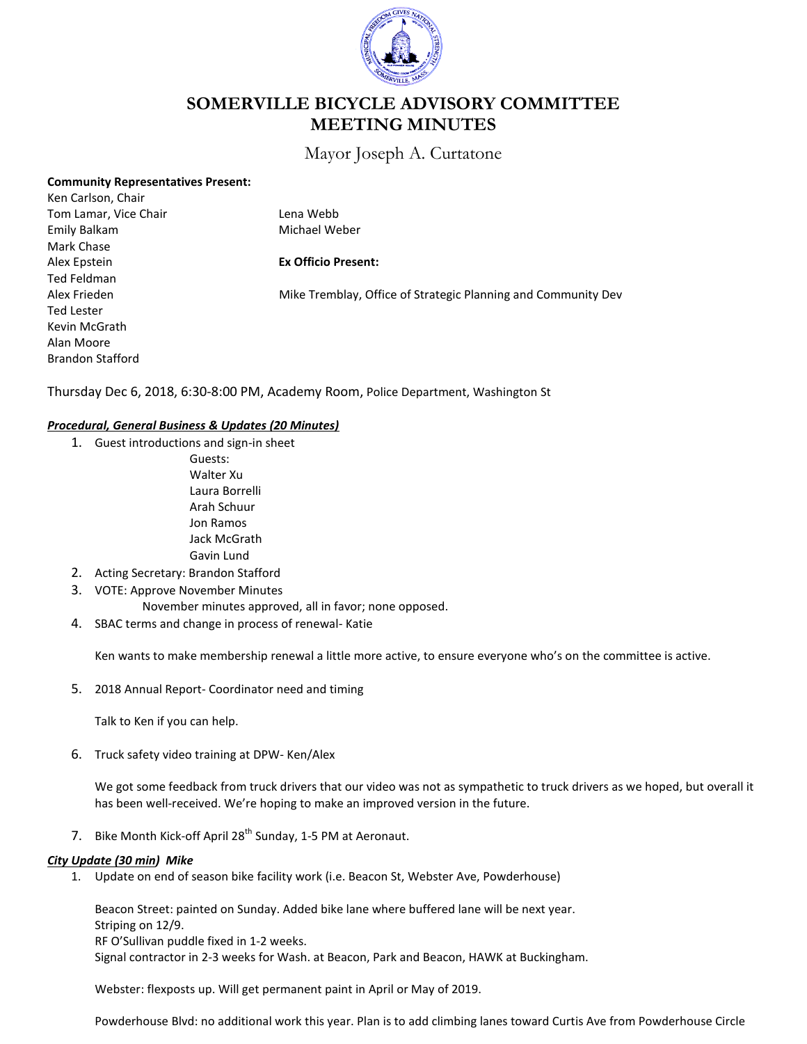# SOMERVILLE BICYCLE ADVISORY COMMITTEE
# MEETING MINUTES

Mayor Joseph A. Curtatone

**Community Representatives Present:**

Ken Carlson, Chair
Tom Lamar, Vice Chair
Emily Balkam
Mark Chase
Alex Epstein
Ted Feldman
Alex Frieden
Ted Lester
Kevin McGrath
Alan Moore
Brandon Stafford
Lena Webb
Michael Weber

**Ex Officio Present:**

Mike Tremblay, Office of Strategic Planning and Community Dev

Thursday Dec 6, 2018, 6:30-8:00 PM, Academy Room, Police Department, Washington St

***Procedural, General Business & Updates (20 Minutes)***

1. Guest introductions and sign-in sheet

   Guests:
   Walter Xu
   Laura Borrelli
   Arah Schuur
   Jon Ramos
   Jack McGrath
   Gavin Lund

2. Acting Secretary: Brandon Stafford
3. VOTE: Approve November Minutes

   November minutes approved, all in favor; none opposed.

4. SBAC terms and change in process of renewal- Katie

   Ken wants to make membership renewal a little more active, to ensure everyone who's on the committee is active.

5. 2018 Annual Report- Coordinator need and timing

   Talk to Ken if you can help.

6. Truck safety video training at DPW- Ken/Alex

   We got some feedback from truck drivers that our video was not as sympathetic to truck drivers as we hoped, but overall it has been well-received. We're hoping to make an improved version in the future.

7. Bike Month Kick-off April 28th Sunday, 1-5 PM at Aeronaut.

***City Update (30 min) Mike***

1. Update on end of season bike facility work (i.e. Beacon St, Webster Ave, Powderhouse)

   Beacon Street: painted on Sunday. Added bike lane where buffered lane will be next year.
   Striping on 12/9.
   RF O'Sullivan puddle fixed in 1-2 weeks.
   Signal contractor in 2-3 weeks for Wash. at Beacon, Park and Beacon, HAWK at Buckingham.

   Webster: flexposts up. Will get permanent paint in April or May of 2019.

   Powderhouse Blvd: no additional work this year. Plan is to add climbing lanes toward Curtis Ave from Powderhouse Circle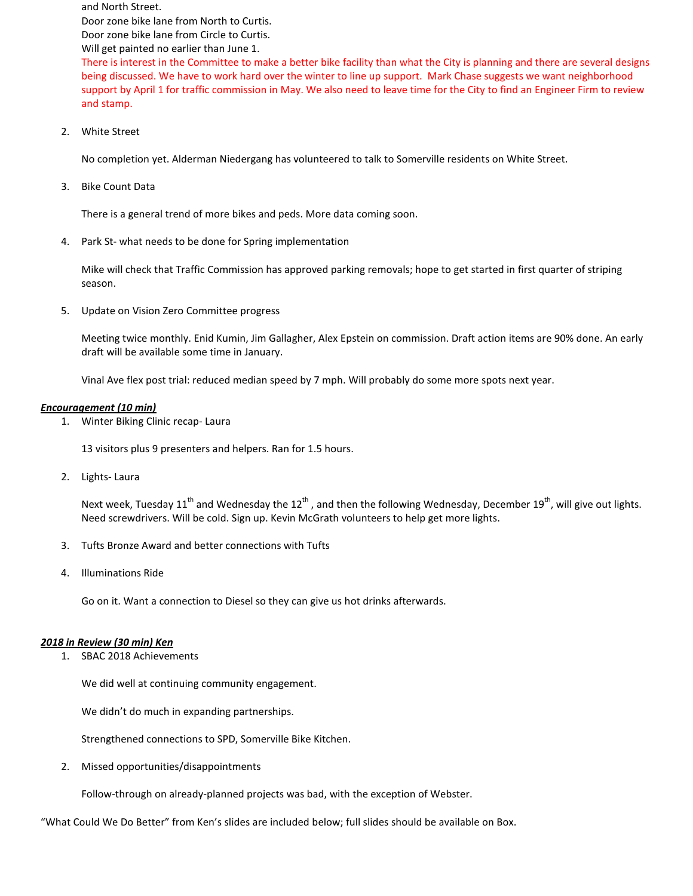and North Street.
Door zone bike lane from North to Curtis.
Door zone bike lane from Circle to Curtis.
Will get painted no earlier than June 1.
There is interest in the Committee to make a better bike facility than what the City is planning and there are several designs being discussed. We have to work hard over the winter to line up support. Mark Chase suggests we want neighborhood support by April 1 for traffic commission in May. We also need to leave time for the City to find an Engineer Firm to review and stamp.

2. White Street

   No completion yet. Alderman Niedergang has volunteered to talk to Somerville residents on White Street.

3. Bike Count Data

   There is a general trend of more bikes and peds. More data coming soon.

4. Park St- what needs to be done for Spring implementation

   Mike will check that Traffic Commission has approved parking removals; hope to get started in first quarter of striping season.

5. Update on Vision Zero Committee progress

   Meeting twice monthly. Enid Kumin, Jim Gallagher, Alex Epstein on commission. Draft action items are 90% done. An early draft will be available some time in January.

   Vinal Ave flex post trial: reduced median speed by 7 mph. Will probably do some more spots next year.

***Encouragement (10 min)***

1. Winter Biking Clinic recap- Laura

   13 visitors plus 9 presenters and helpers. Ran for 1.5 hours.

2. Lights- Laura

   Next week, Tuesday 11th and Wednesday the 12th , and then the following Wednesday, December 19th, will give out lights. Need screwdrivers. Will be cold. Sign up. Kevin McGrath volunteers to help get more lights.

3. Tufts Bronze Award and better connections with Tufts

4. Illuminations Ride

   Go on it. Want a connection to Diesel so they can give us hot drinks afterwards.

***2018 in Review (30 min) Ken***

1. SBAC 2018 Achievements

   We did well at continuing community engagement.

   We didn't do much in expanding partnerships.

   Strengthened connections to SPD, Somerville Bike Kitchen.

2. Missed opportunities/disappointments

   Follow-through on already-planned projects was bad, with the exception of Webster.

"What Could We Do Better" from Ken's slides are included below; full slides should be available on Box.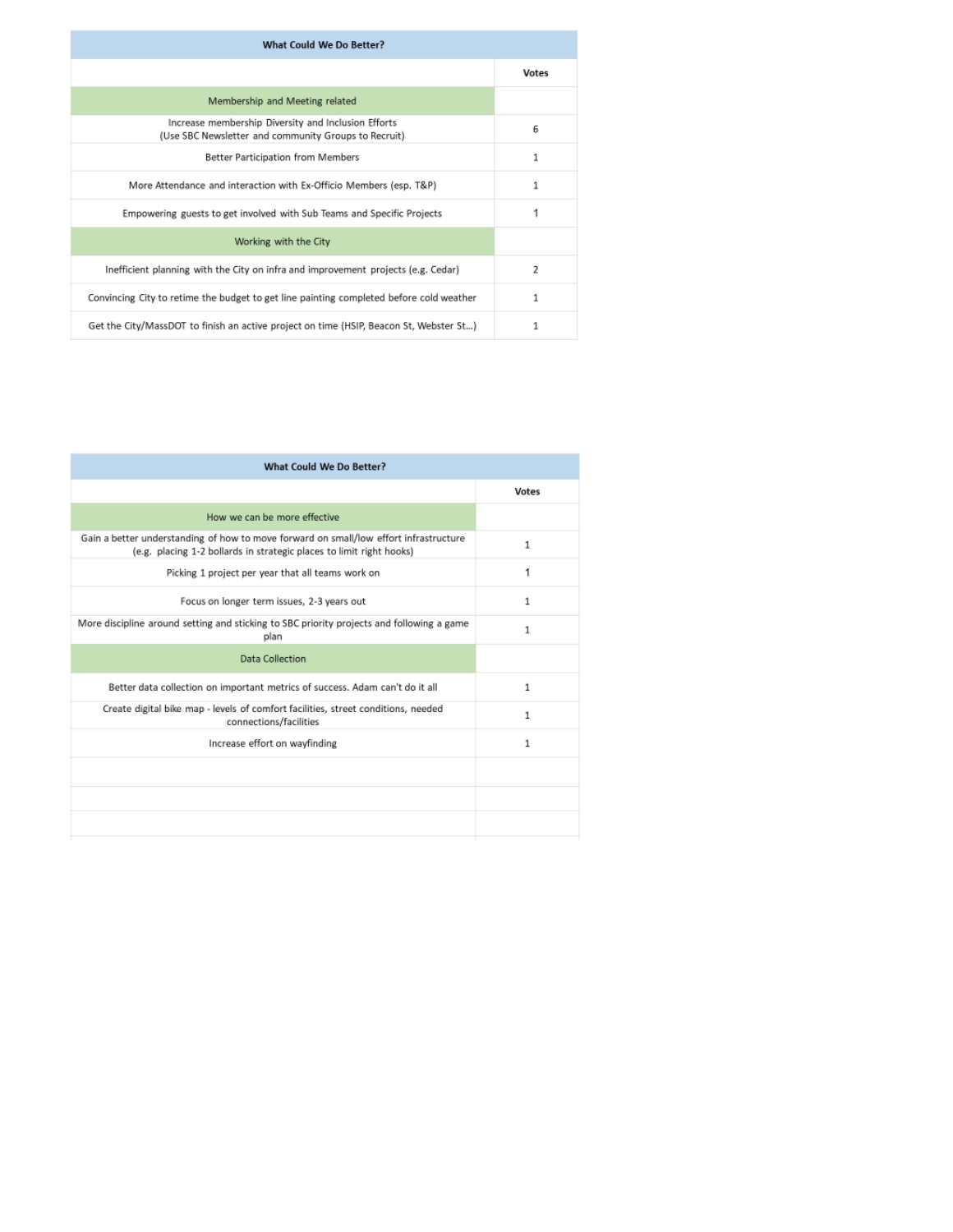| What Could We Do Better? | |
|---|---|
| | Votes |
| Membership and Meeting related | |
| Increase membership Diversity and Inclusion Efforts (Use SBC Newsletter and community Groups to Recruit) | 6 |
| Better Participation from Members | 1 |
| More Attendance and interaction with Ex-Officio Members (esp. T&P) | 1 |
| Empowering guests to get involved with Sub Teams and Specific Projects | 1 |
| Working with the City | |
| Inefficient planning with the City on infra and improvement projects (e.g. Cedar) | 2 |
| Convincing City to retime the budget to get line painting completed before cold weather | 1 |
| Get the City/MassDOT to finish an active project on time (HSIP, Beacon St, Webster St...) | 1 |

| What Could We Do Better? | |
|---|---|
| | Votes |
| How we can be more effective | |
| Gain a better understanding of how to move forward on small/low effort infrastructure (e.g. placing 1-2 bollards in strategic places to limit right hooks) | 1 |
| Picking 1 project per year that all teams work on | 1 |
| Focus on longer term issues, 2-3 years out | 1 |
| More discipline around setting and sticking to SBC priority projects and following a game plan | 1 |
| Data Collection | |
| Better data collection on important metrics of success. Adam can't do it all | 1 |
| Create digital bike map - levels of comfort facilities, street conditions, needed connections/facilities | 1 |
| Increase effort on wayfinding | 1 |
| | |
| | |
| | |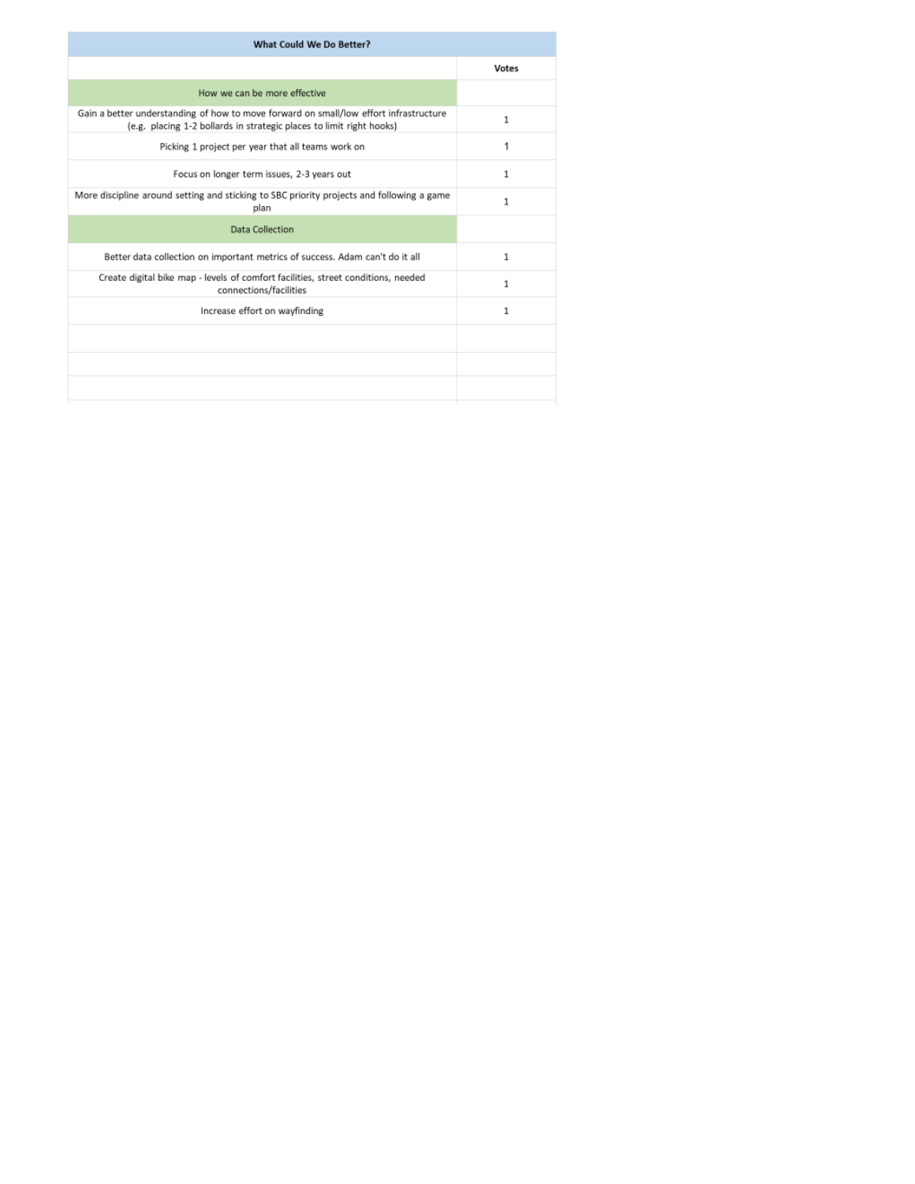| What Could We Do Better? | |
|---|---|
| | Votes |
| How we can be more effective | |
| Gain a better understanding of how to move forward on small/low effort infrastructure (e.g. placing 1-2 bollards in strategic places to limit right hooks) | 1 |
| Picking 1 project per year that all teams work on | 1 |
| Focus on longer term issues, 2-3 years out | 1 |
| More discipline around setting and sticking to SBC priority projects and following a game plan | 1 |
| Data Collection | |
| Better data collection on important metrics of success. Adam can't do it all | 1 |
| Create digital bike map - levels of comfort facilities, street conditions, needed connections/facilities | 1 |
| Increase effort on wayfinding | 1 |
| | |
| | |
| | |